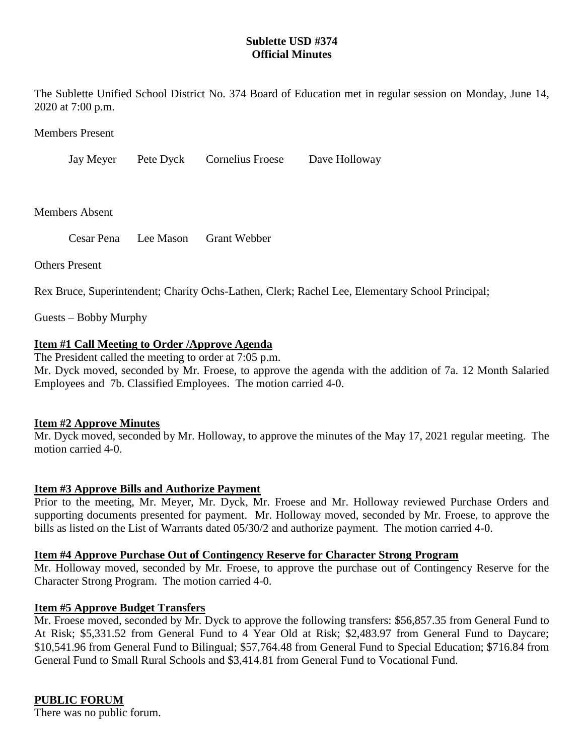**Sublette USD #374**
**Official Minutes**

The Sublette Unified School District No. 374 Board of Education met in regular session on Monday, June 14, 2020 at 7:00 p.m.

Members Present

Jay Meyer    Pete Dyck    Cornelius Froese    Dave Holloway

Members Absent

Cesar Pena    Lee Mason    Grant Webber

Others Present

Rex Bruce, Superintendent; Charity Ochs-Lathen, Clerk; Rachel Lee, Elementary School Principal;

Guests – Bobby Murphy

**Item #1 Call Meeting to Order /Approve Agenda**

The President called the meeting to order at 7:05 p.m.

Mr. Dyck moved, seconded by Mr. Froese, to approve the agenda with the addition of 7a. 12 Month Salaried Employees and 7b. Classified Employees. The motion carried 4-0.

**Item #2 Approve Minutes**

Mr. Dyck moved, seconded by Mr. Holloway, to approve the minutes of the May 17, 2021 regular meeting. The motion carried 4-0.

**Item #3 Approve Bills and Authorize Payment**

Prior to the meeting, Mr. Meyer, Mr. Dyck, Mr. Froese and Mr. Holloway reviewed Purchase Orders and supporting documents presented for payment. Mr. Holloway moved, seconded by Mr. Froese, to approve the bills as listed on the List of Warrants dated 05/30/2 and authorize payment. The motion carried 4-0.

**Item #4 Approve Purchase Out of Contingency Reserve for Character Strong Program**

Mr. Holloway moved, seconded by Mr. Froese, to approve the purchase out of Contingency Reserve for the Character Strong Program. The motion carried 4-0.

**Item #5 Approve Budget Transfers**

Mr. Froese moved, seconded by Mr. Dyck to approve the following transfers: $56,857.35 from General Fund to At Risk; $5,331.52 from General Fund to 4 Year Old at Risk; $2,483.97 from General Fund to Daycare; $10,541.96 from General Fund to Bilingual; $57,764.48 from General Fund to Special Education; $716.84 from General Fund to Small Rural Schools and $3,414.81 from General Fund to Vocational Fund.

**PUBLIC FORUM**

There was no public forum.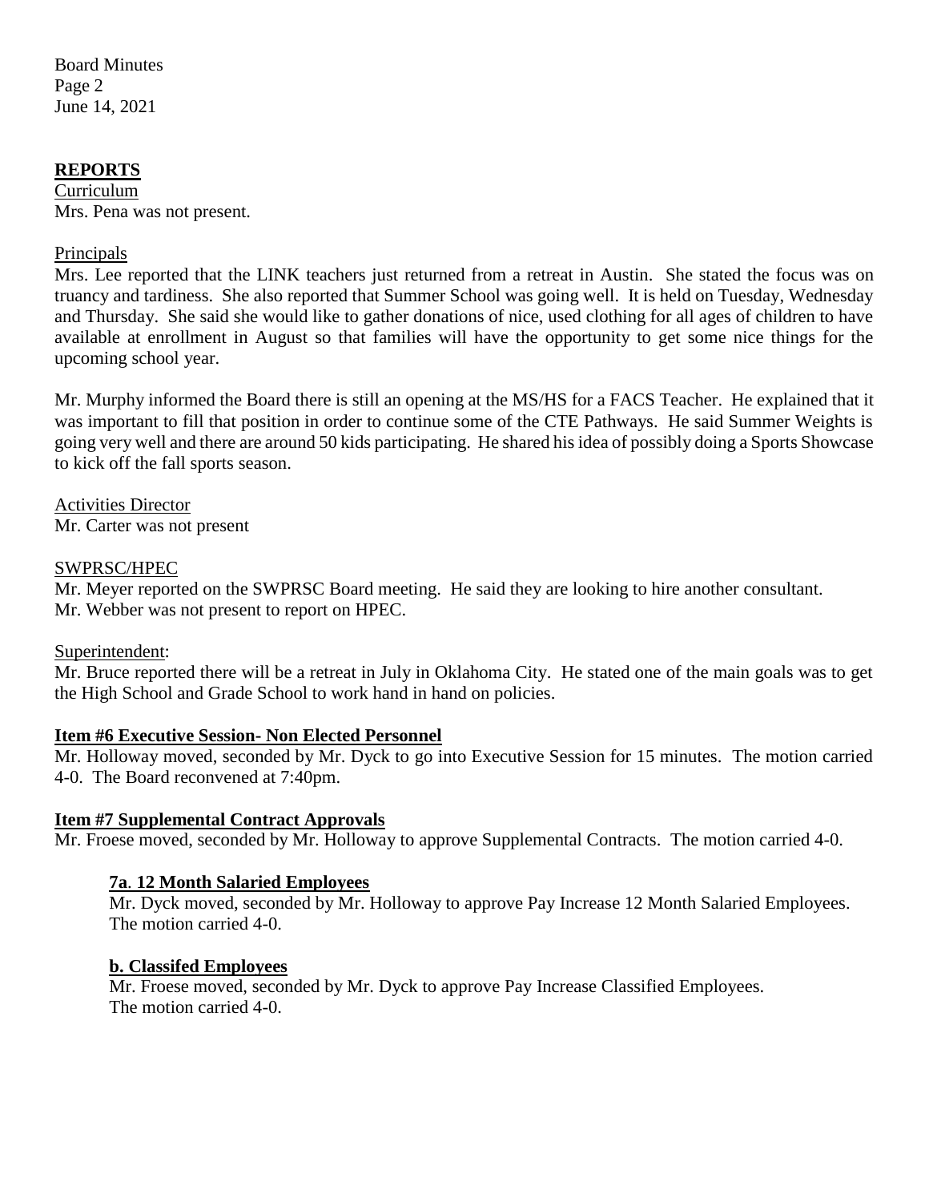## REPORTS

Curriculum

Mrs. Pena was not present.

Principals

Mrs. Lee reported that the LINK teachers just returned from a retreat in Austin. She stated the focus was on truancy and tardiness. She also reported that Summer School was going well. It is held on Tuesday, Wednesday and Thursday. She said she would like to gather donations of nice, used clothing for all ages of children to have available at enrollment in August so that families will have the opportunity to get some nice things for the upcoming school year.

Mr. Murphy informed the Board there is still an opening at the MS/HS for a FACS Teacher. He explained that it was important to fill that position in order to continue some of the CTE Pathways. He said Summer Weights is going very well and there are around 50 kids participating. He shared his idea of possibly doing a Sports Showcase to kick off the fall sports season.

Activities Director

Mr. Carter was not present

SWPRSC/HPEC

Mr. Meyer reported on the SWPRSC Board meeting. He said they are looking to hire another consultant.
Mr. Webber was not present to report on HPEC.

Superintendent:

Mr. Bruce reported there will be a retreat in July in Oklahoma City. He stated one of the main goals was to get the High School and Grade School to work hand in hand on policies.

**Item #6 Executive Session- Non Elected Personnel**

Mr. Holloway moved, seconded by Mr. Dyck to go into Executive Session for 15 minutes. The motion carried 4-0. The Board reconvened at 7:40pm.

**Item #7 Supplemental Contract Approvals**

Mr. Froese moved, seconded by Mr. Holloway to approve Supplemental Contracts. The motion carried 4-0.

**7a. 12 Month Salaried Employees**

Mr. Dyck moved, seconded by Mr. Holloway to approve Pay Increase 12 Month Salaried Employees. The motion carried 4-0.

**b. Classifed Employees**

Mr. Froese moved, seconded by Mr. Dyck to approve Pay Increase Classified Employees. The motion carried 4-0.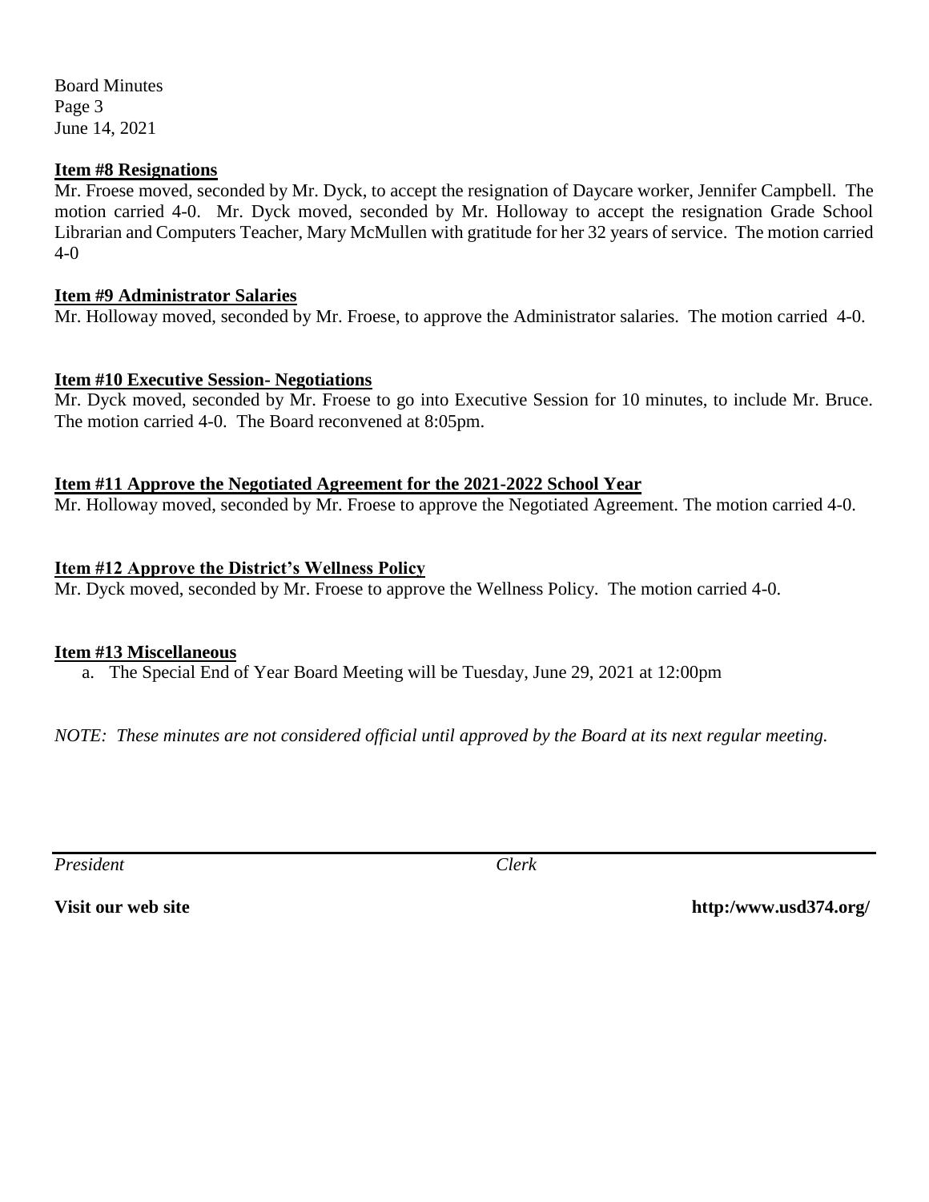**Item #8 Resignations**

Mr. Froese moved, seconded by Mr. Dyck, to accept the resignation of Daycare worker, Jennifer Campbell. The motion carried 4-0. Mr. Dyck moved, seconded by Mr. Holloway to accept the resignation Grade School Librarian and Computers Teacher, Mary McMullen with gratitude for her 32 years of service. The motion carried 4-0

**Item #9 Administrator Salaries**

Mr. Holloway moved, seconded by Mr. Froese, to approve the Administrator salaries. The motion carried 4-0.

**Item #10 Executive Session- Negotiations**

Mr. Dyck moved, seconded by Mr. Froese to go into Executive Session for 10 minutes, to include Mr. Bruce. The motion carried 4-0. The Board reconvened at 8:05pm.

**Item #11 Approve the Negotiated Agreement for the 2021-2022 School Year**

Mr. Holloway moved, seconded by Mr. Froese to approve the Negotiated Agreement. The motion carried 4-0.

**Item #12 Approve the District's Wellness Policy**

Mr. Dyck moved, seconded by Mr. Froese to approve the Wellness Policy. The motion carried 4-0.

**Item #13 Miscellaneous**

a. The Special End of Year Board Meeting will be Tuesday, June 29, 2021 at 12:00pm

*NOTE: These minutes are not considered official until approved by the Board at its next regular meeting.*

*President* *Clerk*

**Visit our web site** **http:/www.usd374.org/**